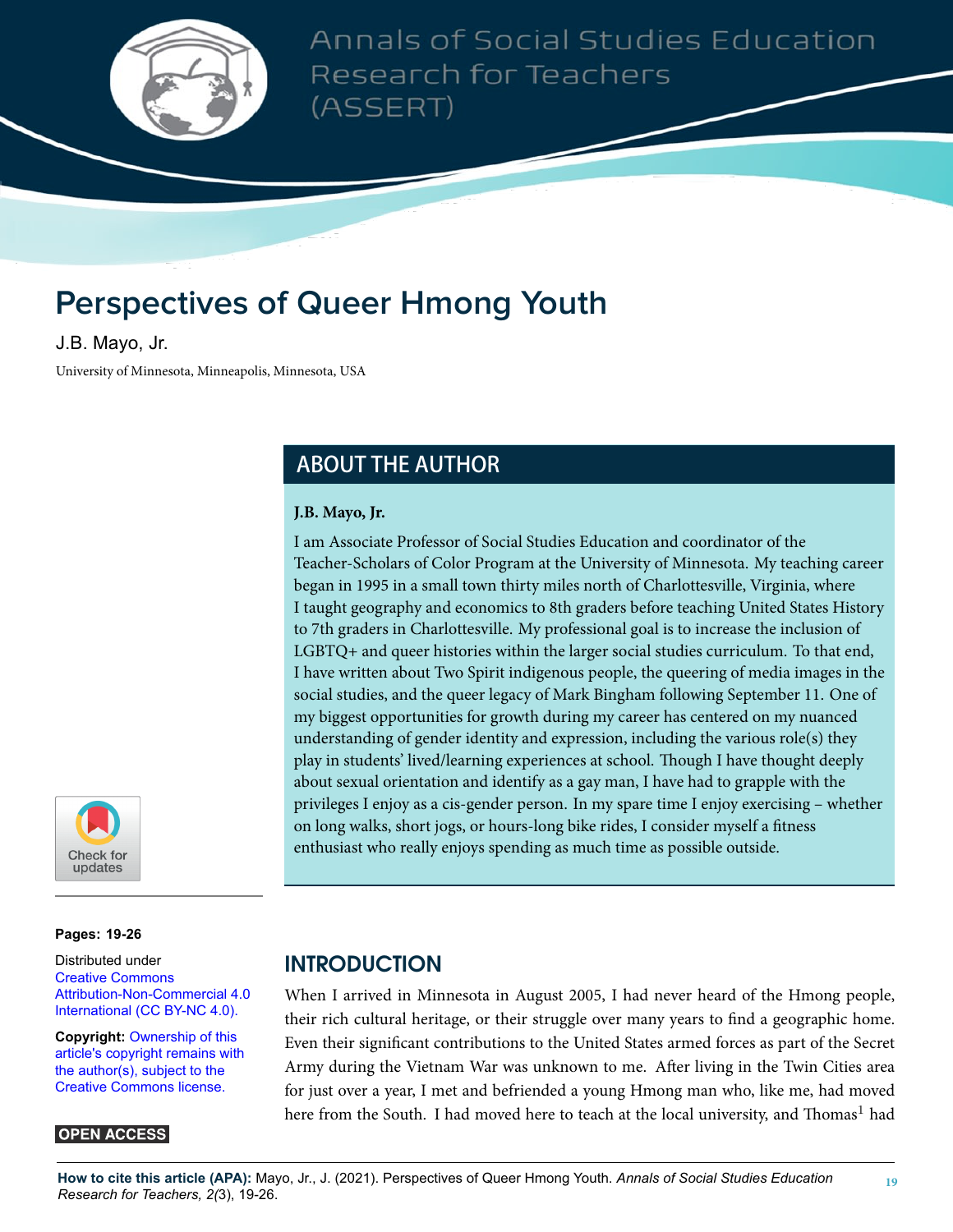Annals of Social Studies Education Research for Teachers (ASSERT)

# Perspectives of Queer Hmong Youth

J.B. Mayo, Jr.

University of Minnesota, Minneapolis, Minnesota, USA

## ABOUT THE AUTHOR

**J.B. Mayo, Jr.**

I am Associate Professor of Social Studies Education and coordinator of the Teacher-Scholars of Color Program at the University of Minnesota. My teaching career began in 1995 in a small town thirty miles north of Charlottesville, Virginia, where I taught geography and economics to 8th graders before teaching United States History to 7th graders in Charlottesville. My professional goal is to increase the inclusion of LGBTQ+ and queer histories within the larger social studies curriculum. To that end, I have written about Two Spirit indigenous people, the queering of media images in the social studies, and the queer legacy of Mark Bingham following September 11. One of my biggest opportunities for growth during my career has centered on my nuanced understanding of gender identity and expression, including the various role(s) they play in students' lived/learning experiences at school. Though I have thought deeply about sexual orientation and identify as a gay man, I have had to grapple with the privileges I enjoy as a cis-gender person. In my spare time I enjoy exercising – whether on long walks, short jogs, or hours-long bike rides, I consider myself a fitness enthusiast who really enjoys spending as much time as possible outside.

**Pages: 19-26**

Distributed under Creative Commons Attribution-Non-Commercial 4.0 International (CC BY-NC 4.0).

**Copyright:** Ownership of this article's copyright remains with the author(s), subject to the Creative Commons license.

**OPEN ACCESS**

## INTRODUCTION

When I arrived in Minnesota in August 2005, I had never heard of the Hmong people, their rich cultural heritage, or their struggle over many years to find a geographic home. Even their significant contributions to the United States armed forces as part of the Secret Army during the Vietnam War was unknown to me. After living in the Twin Cities area for just over a year, I met and befriended a young Hmong man who, like me, had moved here from the South. I had moved here to teach at the local university, and Thomas[1] had

**How to cite this article (APA):** Mayo, Jr., J. (2021). Perspectives of Queer Hmong Youth. *Annals of Social Studies Education Research for Teachers, 2*(3), 19-26.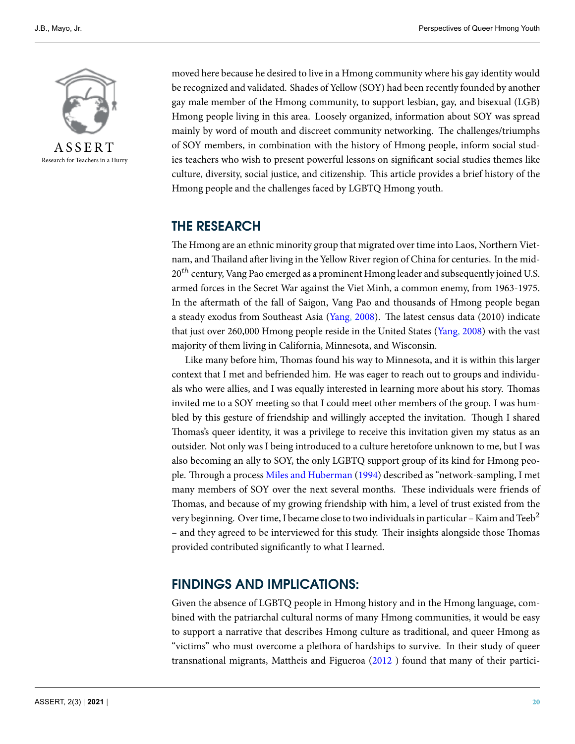moved here because he desired to live in a Hmong community where his gay identity would be recognized and validated. Shades of Yellow (SOY) had been recently founded by another gay male member of the Hmong community, to support lesbian, gay, and bisexual (LGB) Hmong people living in this area. Loosely organized, information about SOY was spread mainly by word of mouth and discreet community networking. The challenges/triumphs of SOY members, in combination with the history of Hmong people, inform social studies teachers who wish to present powerful lessons on significant social studies themes like culture, diversity, social justice, and citizenship. This article provides a brief history of the Hmong people and the challenges faced by LGBTQ Hmong youth.

## THE RESEARCH

The Hmong are an ethnic minority group that migrated over time into Laos, Northern Vietnam, and Thailand after living in the Yellow River region of China for centuries. In the mid-20$^{th}$ century, Vang Pao emerged as a prominent Hmong leader and subsequently joined U.S. armed forces in the Secret War against the Viet Minh, a common enemy, from 1963-1975. In the aftermath of the fall of Saigon, Vang Pao and thousands of Hmong people began a steady exodus from Southeast Asia (Yang, 2008). The latest census data (2010) indicate that just over 260,000 Hmong people reside in the United States (Yang, 2008) with the vast majority of them living in California, Minnesota, and Wisconsin.

Like many before him, Thomas found his way to Minnesota, and it is within this larger context that I met and befriended him. He was eager to reach out to groups and individuals who were allies, and I was equally interested in learning more about his story. Thomas invited me to a SOY meeting so that I could meet other members of the group. I was humbled by this gesture of friendship and willingly accepted the invitation. Though I shared Thomas's queer identity, it was a privilege to receive this invitation given my status as an outsider. Not only was I being introduced to a culture heretofore unknown to me, but I was also becoming an ally to SOY, the only LGBTQ support group of its kind for Hmong people. Through a process Miles and Huberman (1994) described as "network-sampling, I met many members of SOY over the next several months. These individuals were friends of Thomas, and because of my growing friendship with him, a level of trust existed from the very beginning. Over time, I became close to two individuals in particular – Kaim and Teeb[2] – and they agreed to be interviewed for this study. Their insights alongside those Thomas provided contributed significantly to what I learned.

## FINDINGS AND IMPLICATIONS:

Given the absence of LGBTQ people in Hmong history and in the Hmong language, combined with the patriarchal cultural norms of many Hmong communities, it would be easy to support a narrative that describes Hmong culture as traditional, and queer Hmong as "victims" who must overcome a plethora of hardships to survive. In their study of queer transnational migrants, Mattheis and Figueroa (2012 ) found that many of their partici-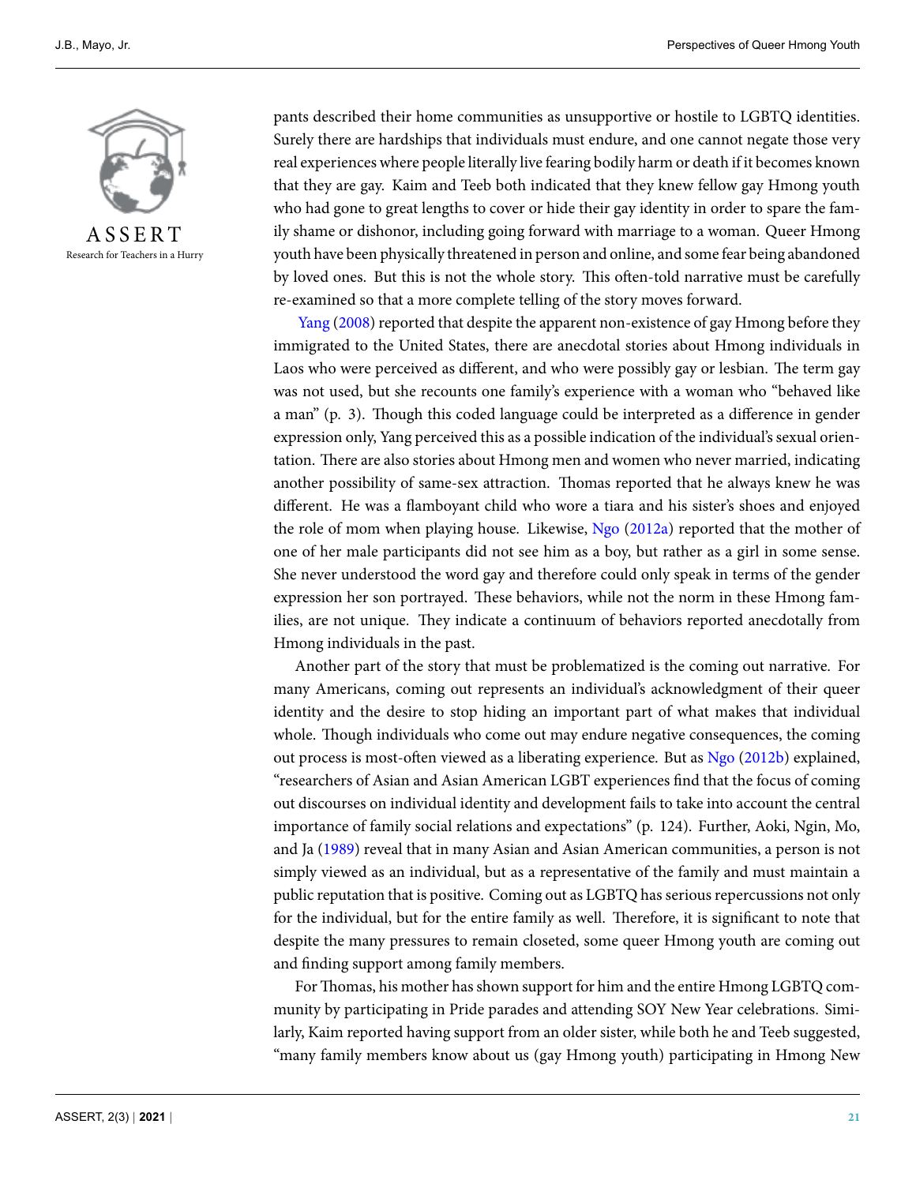pants described their home communities as unsupportive or hostile to LGBTQ identities. Surely there are hardships that individuals must endure, and one cannot negate those very real experiences where people literally live fearing bodily harm or death if it becomes known that they are gay. Kaim and Teeb both indicated that they knew fellow gay Hmong youth who had gone to great lengths to cover or hide their gay identity in order to spare the family shame or dishonor, including going forward with marriage to a woman. Queer Hmong youth have been physically threatened in person and online, and some fear being abandoned by loved ones. But this is not the whole story. This often-told narrative must be carefully re-examined so that a more complete telling of the story moves forward.

Yang (2008) reported that despite the apparent non-existence of gay Hmong before they immigrated to the United States, there are anecdotal stories about Hmong individuals in Laos who were perceived as different, and who were possibly gay or lesbian. The term gay was not used, but she recounts one family's experience with a woman who "behaved like a man" (p. 3). Though this coded language could be interpreted as a difference in gender expression only, Yang perceived this as a possible indication of the individual's sexual orientation. There are also stories about Hmong men and women who never married, indicating another possibility of same-sex attraction. Thomas reported that he always knew he was different. He was a flamboyant child who wore a tiara and his sister's shoes and enjoyed the role of mom when playing house. Likewise, Ngo (2012a) reported that the mother of one of her male participants did not see him as a boy, but rather as a girl in some sense. She never understood the word gay and therefore could only speak in terms of the gender expression her son portrayed. These behaviors, while not the norm in these Hmong families, are not unique. They indicate a continuum of behaviors reported anecdotally from Hmong individuals in the past.

Another part of the story that must be problematized is the coming out narrative. For many Americans, coming out represents an individual's acknowledgment of their queer identity and the desire to stop hiding an important part of what makes that individual whole. Though individuals who come out may endure negative consequences, the coming out process is most-often viewed as a liberating experience. But as Ngo (2012b) explained, "researchers of Asian and Asian American LGBT experiences find that the focus of coming out discourses on individual identity and development fails to take into account the central importance of family social relations and expectations" (p. 124). Further, Aoki, Ngin, Mo, and Ja (1989) reveal that in many Asian and Asian American communities, a person is not simply viewed as an individual, but as a representative of the family and must maintain a public reputation that is positive. Coming out as LGBTQ has serious repercussions not only for the individual, but for the entire family as well. Therefore, it is significant to note that despite the many pressures to remain closeted, some queer Hmong youth are coming out and finding support among family members.

For Thomas, his mother has shown support for him and the entire Hmong LGBTQ community by participating in Pride parades and attending SOY New Year celebrations. Similarly, Kaim reported having support from an older sister, while both he and Teeb suggested, "many family members know about us (gay Hmong youth) participating in Hmong New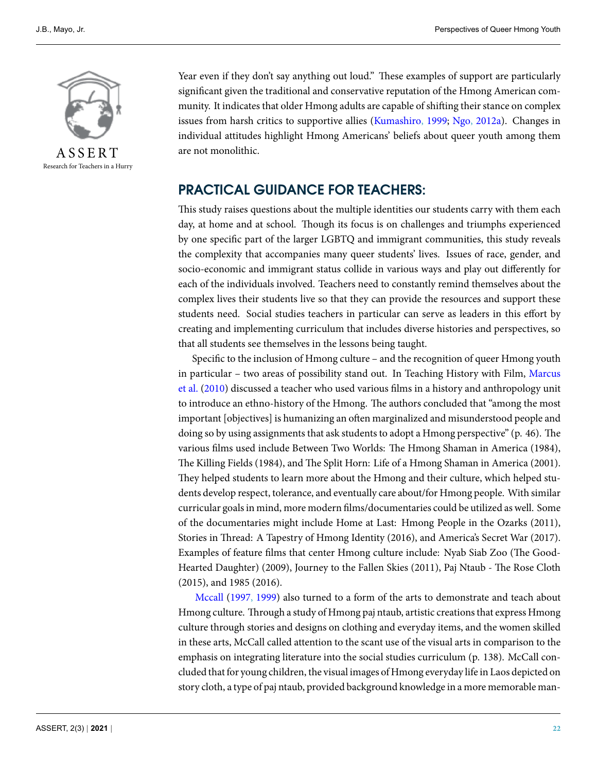Year even if they don't say anything out loud." These examples of support are particularly significant given the traditional and conservative reputation of the Hmong American community. It indicates that older Hmong adults are capable of shifting their stance on complex issues from harsh critics to supportive allies (Kumashiro, 1999; Ngo, 2012a). Changes in individual attitudes highlight Hmong Americans' beliefs about queer youth among them are not monolithic.

## PRACTICAL GUIDANCE FOR TEACHERS:

This study raises questions about the multiple identities our students carry with them each day, at home and at school. Though its focus is on challenges and triumphs experienced by one specific part of the larger LGBTQ and immigrant communities, this study reveals the complexity that accompanies many queer students' lives. Issues of race, gender, and socio-economic and immigrant status collide in various ways and play out differently for each of the individuals involved. Teachers need to constantly remind themselves about the complex lives their students live so that they can provide the resources and support these students need. Social studies teachers in particular can serve as leaders in this effort by creating and implementing curriculum that includes diverse histories and perspectives, so that all students see themselves in the lessons being taught.

Specific to the inclusion of Hmong culture – and the recognition of queer Hmong youth in particular – two areas of possibility stand out. In Teaching History with Film, Marcus et al. (2010) discussed a teacher who used various films in a history and anthropology unit to introduce an ethno-history of the Hmong. The authors concluded that "among the most important [objectives] is humanizing an often marginalized and misunderstood people and doing so by using assignments that ask students to adopt a Hmong perspective" (p. 46). The various films used include Between Two Worlds: The Hmong Shaman in America (1984), The Killing Fields (1984), and The Split Horn: Life of a Hmong Shaman in America (2001). They helped students to learn more about the Hmong and their culture, which helped students develop respect, tolerance, and eventually care about/for Hmong people. With similar curricular goals in mind, more modern films/documentaries could be utilized as well. Some of the documentaries might include Home at Last: Hmong People in the Ozarks (2011), Stories in Thread: A Tapestry of Hmong Identity (2016), and America's Secret War (2017). Examples of feature films that center Hmong culture include: Nyab Siab Zoo (The Good-Hearted Daughter) (2009), Journey to the Fallen Skies (2011), Paj Ntaub - The Rose Cloth (2015), and 1985 (2016).

Mccall (1997, 1999) also turned to a form of the arts to demonstrate and teach about Hmong culture. Through a study of Hmong paj ntaub, artistic creations that express Hmong culture through stories and designs on clothing and everyday items, and the women skilled in these arts, McCall called attention to the scant use of the visual arts in comparison to the emphasis on integrating literature into the social studies curriculum (p. 138). McCall concluded that for young children, the visual images of Hmong everyday life in Laos depicted on story cloth, a type of paj ntaub, provided background knowledge in a more memorable man-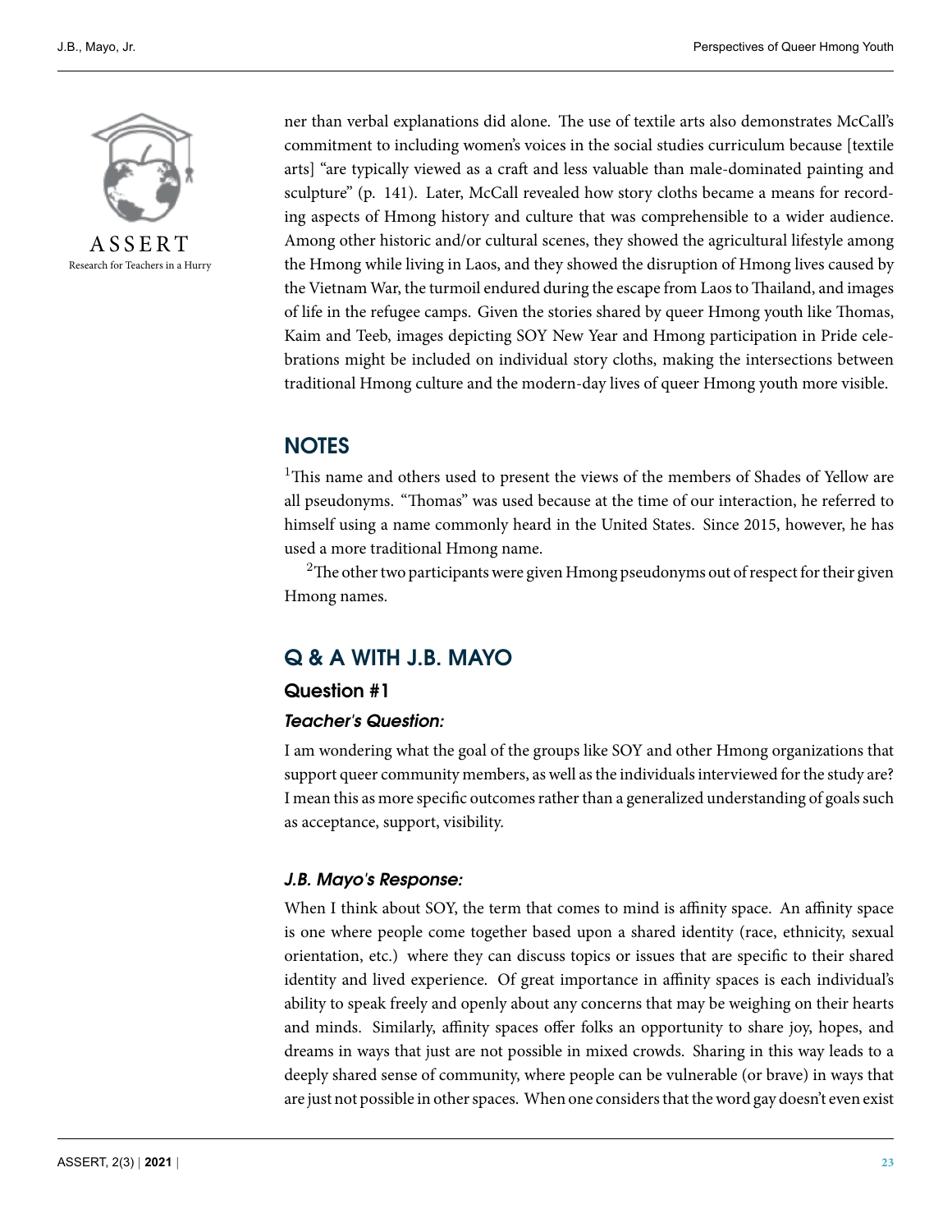ner than verbal explanations did alone. The use of textile arts also demonstrates McCall's commitment to including women's voices in the social studies curriculum because [textile arts] "are typically viewed as a craft and less valuable than male-dominated painting and sculpture" (p. 141). Later, McCall revealed how story cloths became a means for recording aspects of Hmong history and culture that was comprehensible to a wider audience. Among other historic and/or cultural scenes, they showed the agricultural lifestyle among the Hmong while living in Laos, and they showed the disruption of Hmong lives caused by the Vietnam War, the turmoil endured during the escape from Laos to Thailand, and images of life in the refugee camps. Given the stories shared by queer Hmong youth like Thomas, Kaim and Teeb, images depicting SOY New Year and Hmong participation in Pride celebrations might be included on individual story cloths, making the intersections between traditional Hmong culture and the modern-day lives of queer Hmong youth more visible.

## NOTES

[1]This name and others used to present the views of the members of Shades of Yellow are all pseudonyms. "Thomas" was used because at the time of our interaction, he referred to himself using a name commonly heard in the United States. Since 2015, however, he has used a more traditional Hmong name.

[2]The other two participants were given Hmong pseudonyms out of respect for their given Hmong names.

## Q & A WITH J.B. MAYO

### Question #1

#### *Teacher's Question:*

I am wondering what the goal of the groups like SOY and other Hmong organizations that support queer community members, as well as the individuals interviewed for the study are? I mean this as more specific outcomes rather than a generalized understanding of goals such as acceptance, support, visibility.

#### *J.B. Mayo's Response:*

When I think about SOY, the term that comes to mind is affinity space. An affinity space is one where people come together based upon a shared identity (race, ethnicity, sexual orientation, etc.) where they can discuss topics or issues that are specific to their shared identity and lived experience. Of great importance in affinity spaces is each individual's ability to speak freely and openly about any concerns that may be weighing on their hearts and minds. Similarly, affinity spaces offer folks an opportunity to share joy, hopes, and dreams in ways that just are not possible in mixed crowds. Sharing in this way leads to a deeply shared sense of community, where people can be vulnerable (or brave) in ways that are just not possible in other spaces. When one considers that the word gay doesn't even exist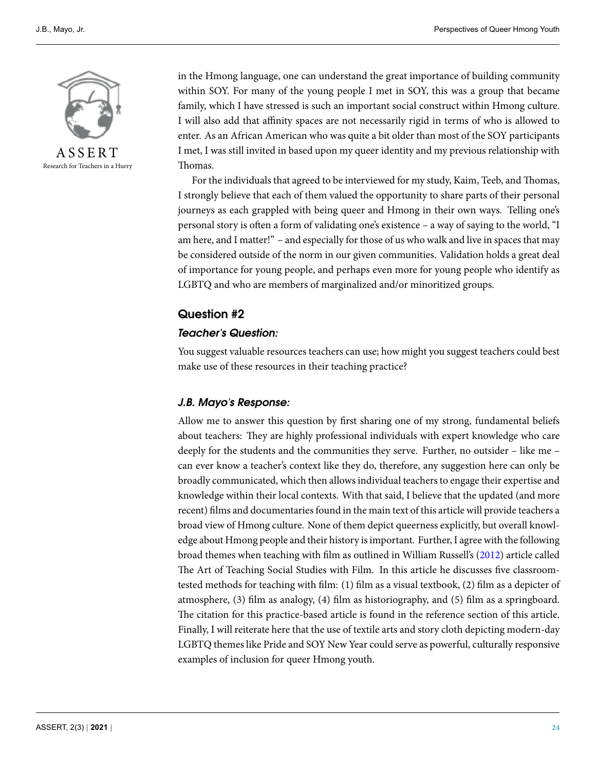in the Hmong language, one can understand the great importance of building community within SOY. For many of the young people I met in SOY, this was a group that became family, which I have stressed is such an important social construct within Hmong culture. I will also add that affinity spaces are not necessarily rigid in terms of who is allowed to enter. As an African American who was quite a bit older than most of the SOY participants I met, I was still invited in based upon my queer identity and my previous relationship with Thomas.

For the individuals that agreed to be interviewed for my study, Kaim, Teeb, and Thomas, I strongly believe that each of them valued the opportunity to share parts of their personal journeys as each grappled with being queer and Hmong in their own ways. Telling one's personal story is often a form of validating one's existence – a way of saying to the world, "I am here, and I matter!" – and especially for those of us who walk and live in spaces that may be considered outside of the norm in our given communities. Validation holds a great deal of importance for young people, and perhaps even more for young people who identify as LGBTQ and who are members of marginalized and/or minoritized groups.

## Question #2

### *Teacher's Question:*

You suggest valuable resources teachers can use; how might you suggest teachers could best make use of these resources in their teaching practice?

### *J.B. Mayo's Response:*

Allow me to answer this question by first sharing one of my strong, fundamental beliefs about teachers: They are highly professional individuals with expert knowledge who care deeply for the students and the communities they serve. Further, no outsider – like me – can ever know a teacher's context like they do, therefore, any suggestion here can only be broadly communicated, which then allows individual teachers to engage their expertise and knowledge within their local contexts. With that said, I believe that the updated (and more recent) films and documentaries found in the main text of this article will provide teachers a broad view of Hmong culture. None of them depict queerness explicitly, but overall knowledge about Hmong people and their history is important. Further, I agree with the following broad themes when teaching with film as outlined in William Russell's (2012) article called The Art of Teaching Social Studies with Film. In this article he discusses five classroom-tested methods for teaching with film: (1) film as a visual textbook, (2) film as a depicter of atmosphere, (3) film as analogy, (4) film as historiography, and (5) film as a springboard. The citation for this practice-based article is found in the reference section of this article. Finally, I will reiterate here that the use of textile arts and story cloth depicting modern-day LGBTQ themes like Pride and SOY New Year could serve as powerful, culturally responsive examples of inclusion for queer Hmong youth.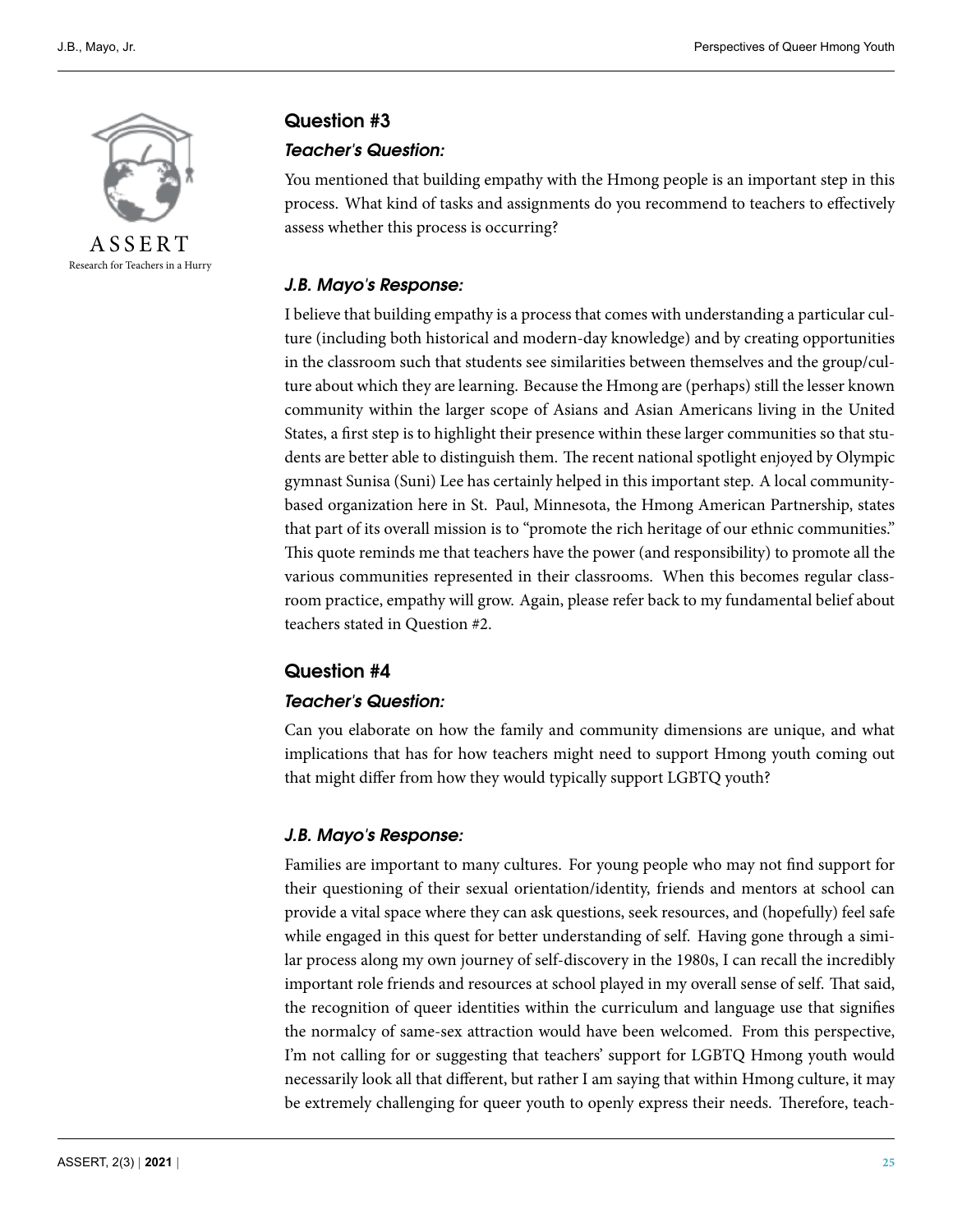## Question #3

### *Teacher's Question:*

You mentioned that building empathy with the Hmong people is an important step in this process. What kind of tasks and assignments do you recommend to teachers to effectively assess whether this process is occurring?

### *J.B. Mayo's Response:*

I believe that building empathy is a process that comes with understanding a particular culture (including both historical and modern-day knowledge) and by creating opportunities in the classroom such that students see similarities between themselves and the group/culture about which they are learning. Because the Hmong are (perhaps) still the lesser known community within the larger scope of Asians and Asian Americans living in the United States, a first step is to highlight their presence within these larger communities so that students are better able to distinguish them. The recent national spotlight enjoyed by Olympic gymnast Sunisa (Suni) Lee has certainly helped in this important step. A local community-based organization here in St. Paul, Minnesota, the Hmong American Partnership, states that part of its overall mission is to "promote the rich heritage of our ethnic communities." This quote reminds me that teachers have the power (and responsibility) to promote all the various communities represented in their classrooms. When this becomes regular classroom practice, empathy will grow. Again, please refer back to my fundamental belief about teachers stated in Question #2.

## Question #4

### *Teacher's Question:*

Can you elaborate on how the family and community dimensions are unique, and what implications that has for how teachers might need to support Hmong youth coming out that might differ from how they would typically support LGBTQ youth?

### *J.B. Mayo's Response:*

Families are important to many cultures. For young people who may not find support for their questioning of their sexual orientation/identity, friends and mentors at school can provide a vital space where they can ask questions, seek resources, and (hopefully) feel safe while engaged in this quest for better understanding of self. Having gone through a similar process along my own journey of self-discovery in the 1980s, I can recall the incredibly important role friends and resources at school played in my overall sense of self. That said, the recognition of queer identities within the curriculum and language use that signifies the normalcy of same-sex attraction would have been welcomed. From this perspective, I'm not calling for or suggesting that teachers' support for LGBTQ Hmong youth would necessarily look all that different, but rather I am saying that within Hmong culture, it may be extremely challenging for queer youth to openly express their needs. Therefore, teach-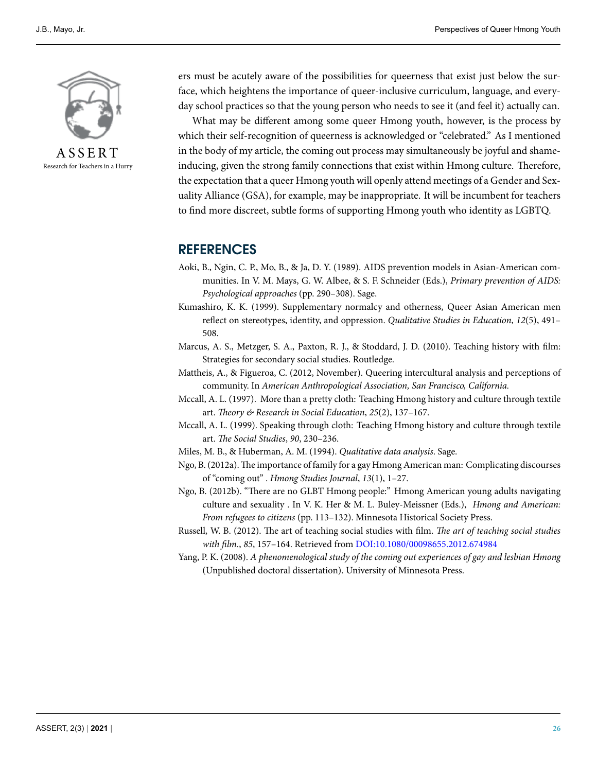ers must be acutely aware of the possibilities for queerness that exist just below the surface, which heightens the importance of queer-inclusive curriculum, language, and everyday school practices so that the young person who needs to see it (and feel it) actually can.

What may be different among some queer Hmong youth, however, is the process by which their self-recognition of queerness is acknowledged or "celebrated." As I mentioned in the body of my article, the coming out process may simultaneously be joyful and shame-inducing, given the strong family connections that exist within Hmong culture. Therefore, the expectation that a queer Hmong youth will openly attend meetings of a Gender and Sexuality Alliance (GSA), for example, may be inappropriate. It will be incumbent for teachers to find more discreet, subtle forms of supporting Hmong youth who identity as LGBTQ.

## REFERENCES

Aoki, B., Ngin, C. P., Mo, B., & Ja, D. Y. (1989). AIDS prevention models in Asian-American communities. In V. M. Mays, G. W. Albee, & S. F. Schneider (Eds.), *Primary prevention of AIDS: Psychological approaches* (pp. 290–308). Sage.

Kumashiro, K. K. (1999). Supplementary normalcy and otherness, Queer Asian American men reflect on stereotypes, identity, and oppression. *Qualitative Studies in Education*, *12*(5), 491–508.

Marcus, A. S., Metzger, S. A., Paxton, R. J., & Stoddard, J. D. (2010). Teaching history with film: Strategies for secondary social studies. Routledge.

Mattheis, A., & Figueroa, C. (2012, November). Queering intercultural analysis and perceptions of community. In *American Anthropological Association, San Francisco, California.*

Mccall, A. L. (1997). More than a pretty cloth: Teaching Hmong history and culture through textile art. *Theory & Research in Social Education*, *25*(2), 137–167.

Mccall, A. L. (1999). Speaking through cloth: Teaching Hmong history and culture through textile art. *The Social Studies*, *90*, 230–236.

Miles, M. B., & Huberman, A. M. (1994). *Qualitative data analysis*. Sage.

Ngo, B. (2012a). The importance of family for a gay Hmong American man: Complicating discourses of "coming out" . *Hmong Studies Journal*, *13*(1), 1–27.

Ngo, B. (2012b). "There are no GLBT Hmong people:" Hmong American young adults navigating culture and sexuality . In V. K. Her & M. L. Buley-Meissner (Eds.), *Hmong and American: From refugees to citizens* (pp. 113–132). Minnesota Historical Society Press.

Russell, W. B. (2012). The art of teaching social studies with film. *The art of teaching social studies with film.*, *85*, 157–164. Retrieved from DOI:10.1080/00098655.2012.674984

Yang, P. K. (2008). *A phenomenological study of the coming out experiences of gay and lesbian Hmong* (Unpublished doctoral dissertation). University of Minnesota Press.